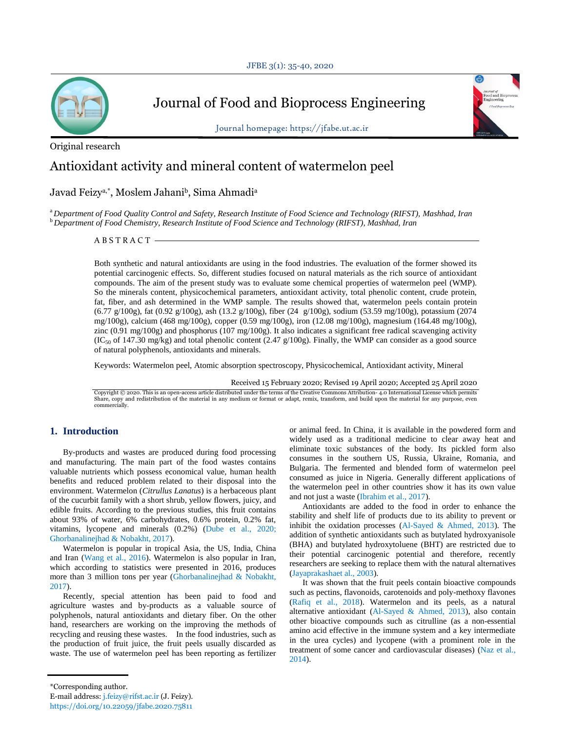Journal of Food and Bioprocess Engineering

Journal homepage: https://jfabe.ut.ac.ir

Original research

# Antioxidant activity and mineral content of watermelon peel

Javad Feizy[a,*], Moslem Jahani[b], Sima Ahmadi[a]

[a] *Department of Food Quality Control and Safety, Research Institute of Food Science and Technology (RIFST), Mashhad, Iran*
[b] *Department of Food Chemistry, Research Institute of Food Science and Technology (RIFST), Mashhad, Iran*

A B S T R A C T

Both synthetic and natural antioxidants are using in the food industries. The evaluation of the former showed its potential carcinogenic effects. So, different studies focused on natural materials as the rich source of antioxidant compounds. The aim of the present study was to evaluate some chemical properties of watermelon peel (WMP). So the minerals content, physicochemical parameters, antioxidant activity, total phenolic content, crude protein, fat, fiber, and ash determined in the WMP sample. The results showed that, watermelon peels contain protein (6.77 g/100g), fat (0.92 g/100g), ash (13.2 g/100g), fiber (24 g/100g), sodium (53.59 mg/100g), potassium (2074 mg/100g), calcium (468 mg/100g), copper (0.59 mg/100g), iron (12.08 mg/100g), magnesium (164.48 mg/100g), zinc (0.91 mg/100g) and phosphorus (107 mg/100g). It also indicates a significant free radical scavenging activity ($IC_{50}$ of 147.30 mg/kg) and total phenolic content (2.47 g/100g). Finally, the WMP can consider as a good source of natural polyphenols, antioxidants and minerals.

Keywords: Watermelon peel, Atomic absorption spectroscopy, Physicochemical, Antioxidant activity, Mineral

Received 15 February 2020; Revised 19 April 2020; Accepted 25 April 2020

Copyright © 2020. This is an open-access article distributed under the terms of the Creative Commons Attribution- 4.0 International License which permits Share, copy and redistribution of the material in any medium or format or adapt, remix, transform, and build upon the material for any purpose, even commercially.

## 1. Introduction

By-products and wastes are produced during food processing and manufacturing. The main part of the food wastes contains valuable nutrients which possess economical value, human health benefits and reduced problem related to their disposal into the environment. Watermelon (*Citrullus Lanatus*) is a herbaceous plant of the cucurbit family with a short shrub, yellow flowers, juicy, and edible fruits. According to the previous studies, this fruit contains about 93% of water, 6% carbohydrates, 0.6% protein, 0.2% fat, vitamins, lycopene and minerals (0.2%) (Dube et al., 2020; Ghorbanalinejhad & Nobakht, 2017).

Watermelon is popular in tropical Asia, the US, India, China and Iran (Wang et al., 2016). Watermelon is also popular in Iran, which according to statistics were presented in 2016, produces more than 3 million tons per year (Ghorbanalinejhad & Nobakht, 2017).

Recently, special attention has been paid to food and agriculture wastes and by-products as a valuable source of polyphenols, natural antioxidants and dietary fiber. On the other hand, researchers are working on the improving the methods of recycling and reusing these wastes. In the food industries, such as the production of fruit juice, the fruit peels usually discarded as waste. The use of watermelon peel has been reporting as fertilizer or animal feed. In China, it is available in the powdered form and widely used as a traditional medicine to clear away heat and eliminate toxic substances of the body. Its pickled form also consumes in the southern US, Russia, Ukraine, Romania, and Bulgaria. The fermented and blended form of watermelon peel consumed as juice in Nigeria. Generally different applications of the watermelon peel in other countries show it has its own value and not just a waste (Ibrahim et al., 2017).

Antioxidants are added to the food in order to enhance the stability and shelf life of products due to its ability to prevent or inhibit the oxidation processes (Al-Sayed & Ahmed, 2013). The addition of synthetic antioxidants such as butylated hydroxyanisole (BHA) and butylated hydroxytoluene (BHT) are restricted due to their potential carcinogenic potential and therefore, recently researchers are seeking to replace them with the natural alternatives (Jayaprakashaet al., 2003).

It was shown that the fruit peels contain bioactive compounds such as pectins, flavonoids, carotenoids and poly-methoxy flavones (Rafiq et al., 2018). Watermelon and its peels, as a natural alternative antioxidant (Al-Sayed & Ahmed, 2013), also contain other bioactive compounds such as citrulline (as a non-essential amino acid effective in the immune system and a key intermediate in the urea cycles) and lycopene (with a prominent role in the treatment of some cancer and cardiovascular diseases) (Naz et al., 2014).

*Corresponding author.
E-mail address: j.feizy@rifst.ac.ir (J. Feizy).
https://doi.org/10.22059/jfabe.2020.75811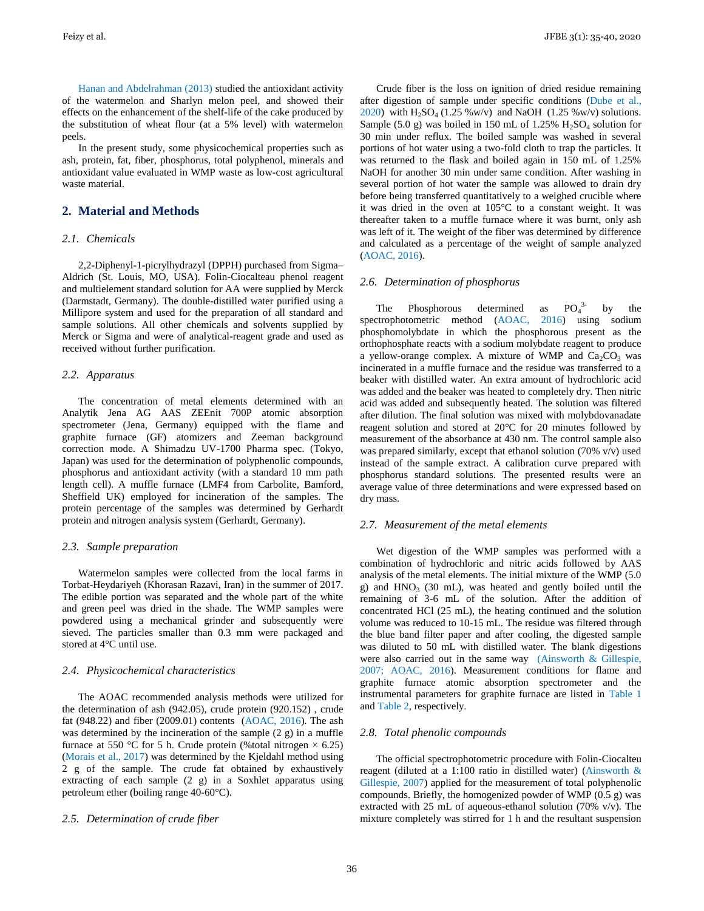Hanan and Abdelrahman (2013) studied the antioxidant activity of the watermelon and Sharlyn melon peel, and showed their effects on the enhancement of the shelf-life of the cake produced by the substitution of wheat flour (at a 5% level) with watermelon peels.

In the present study, some physicochemical properties such as ash, protein, fat, fiber, phosphorus, total polyphenol, minerals and antioxidant value evaluated in WMP waste as low-cost agricultural waste material.

## 2. Material and Methods

### 2.1. Chemicals

2,2-Diphenyl-1-picrylhydrazyl (DPPH) purchased from Sigma–Aldrich (St. Louis, MO, USA). Folin-Ciocalteau phenol reagent and multielement standard solution for AA were supplied by Merck (Darmstadt, Germany). The double-distilled water purified using a Millipore system and used for the preparation of all standard and sample solutions. All other chemicals and solvents supplied by Merck or Sigma and were of analytical-reagent grade and used as received without further purification.

### 2.2. Apparatus

The concentration of metal elements determined with an Analytik Jena AG AAS ZEEnit 700P atomic absorption spectrometer (Jena, Germany) equipped with the flame and graphite furnace (GF) atomizers and Zeeman background correction mode. A Shimadzu UV-1700 Pharma spec. (Tokyo, Japan) was used for the determination of polyphenolic compounds, phosphorus and antioxidant activity (with a standard 10 mm path length cell). A muffle furnace (LMF4 from Carbolite, Bamford, Sheffield UK) employed for incineration of the samples. The protein percentage of the samples was determined by Gerhardt protein and nitrogen analysis system (Gerhardt, Germany).

### 2.3. Sample preparation

Watermelon samples were collected from the local farms in Torbat-Heydariyeh (Khorasan Razavi, Iran) in the summer of 2017. The edible portion was separated and the whole part of the white and green peel was dried in the shade. The WMP samples were powdered using a mechanical grinder and subsequently were sieved. The particles smaller than 0.3 mm were packaged and stored at 4°C until use.

### 2.4. Physicochemical characteristics

The AOAC recommended analysis methods were utilized for the determination of ash (942.05), crude protein (920.152) , crude fat (948.22) and fiber (2009.01) contents (AOAC, 2016). The ash was determined by the incineration of the sample (2 g) in a muffle furnace at 550 °C for 5 h. Crude protein (%total nitrogen × 6.25) (Morais et al., 2017) was determined by the Kjeldahl method using 2 g of the sample. The crude fat obtained by exhaustively extracting of each sample (2 g) in a Soxhlet apparatus using petroleum ether (boiling range 40-60°C).

### 2.5. Determination of crude fiber

Crude fiber is the loss on ignition of dried residue remaining after digestion of sample under specific conditions (Dube et al., 2020) with $H_2SO_4$ (1.25 %w/v) and NaOH (1.25 %w/v) solutions. Sample (5.0 g) was boiled in 150 mL of 1.25% $H_2SO_4$ solution for 30 min under reflux. The boiled sample was washed in several portions of hot water using a two-fold cloth to trap the particles. It was returned to the flask and boiled again in 150 mL of 1.25% NaOH for another 30 min under same condition. After washing in several portion of hot water the sample was allowed to drain dry before being transferred quantitatively to a weighed crucible where it was dried in the oven at 105°C to a constant weight. It was thereafter taken to a muffle furnace where it was burnt, only ash was left of it. The weight of the fiber was determined by difference and calculated as a percentage of the weight of sample analyzed (AOAC, 2016).

### 2.6. Determination of phosphorus

The Phosphorous determined as $PO_4^{3-}$ by the spectrophotometric method (AOAC, 2016) using sodium phosphomolybdate in which the phosphorous present as the orthophosphate reacts with a sodium molybdate reagent to produce a yellow-orange complex. A mixture of WMP and $Ca_2CO_3$ was incinerated in a muffle furnace and the residue was transferred to a beaker with distilled water. An extra amount of hydrochloric acid was added and the beaker was heated to completely dry. Then nitric acid was added and subsequently heated. The solution was filtered after dilution. The final solution was mixed with molybdovanadate reagent solution and stored at 20°C for 20 minutes followed by measurement of the absorbance at 430 nm. The control sample also was prepared similarly, except that ethanol solution (70% v/v) used instead of the sample extract. A calibration curve prepared with phosphorus standard solutions. The presented results were an average value of three determinations and were expressed based on dry mass.

### 2.7. Measurement of the metal elements

Wet digestion of the WMP samples was performed with a combination of hydrochloric and nitric acids followed by AAS analysis of the metal elements. The initial mixture of the WMP (5.0 g) and $HNO_3$ (30 mL), was heated and gently boiled until the remaining of 3-6 mL of the solution. After the addition of concentrated HCl (25 mL), the heating continued and the solution volume was reduced to 10-15 mL. The residue was filtered through the blue band filter paper and after cooling, the digested sample was diluted to 50 mL with distilled water. The blank digestions were also carried out in the same way (Ainsworth & Gillespie, 2007; AOAC, 2016). Measurement conditions for flame and graphite furnace atomic absorption spectrometer and the instrumental parameters for graphite furnace are listed in Table 1 and Table 2, respectively.

### 2.8. Total phenolic compounds

The official spectrophotometric procedure with Folin-Ciocalteu reagent (diluted at a 1:100 ratio in distilled water) (Ainsworth & Gillespie, 2007) applied for the measurement of total polyphenolic compounds. Briefly, the homogenized powder of WMP (0.5 g) was extracted with 25 mL of aqueous-ethanol solution (70% v/v). The mixture completely was stirred for 1 h and the resultant suspension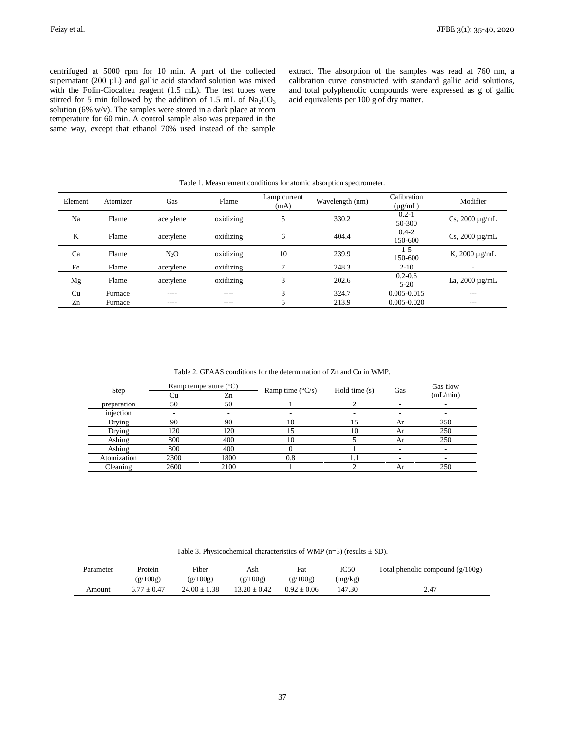centrifuged at 5000 rpm for 10 min. A part of the collected supernatant (200 µL) and gallic acid standard solution was mixed with the Folin-Ciocalteu reagent (1.5 mL). The test tubes were stirred for 5 min followed by the addition of 1.5 mL of $Na_2CO_3$ solution (6% w/v). The samples were stored in a dark place at room temperature for 60 min. A control sample also was prepared in the same way, except that ethanol 70% used instead of the sample extract. The absorption of the samples was read at 760 nm, a calibration curve constructed with standard gallic acid solutions, and total polyphenolic compounds were expressed as g of gallic acid equivalents per 100 g of dry matter.

Table 1. Measurement conditions for atomic absorption spectrometer.

| Element | Atomizer | Gas | Flame | Lamp current (mA) | Wavelength (nm) | Calibration (µg/mL) | Modifier |
|---|---|---|---|---|---|---|---|
| Na | Flame | acetylene | oxidizing | 5 | 330.2 | 0.2-1<br>50-300 | Cs, 2000 µg/mL |
| K | Flame | acetylene | oxidizing | 6 | 404.4 | 0.4-2<br>150-600 | Cs, 2000 µg/mL |
| Ca | Flame | $N_2O$ | oxidizing | 10 | 239.9 | 1-5<br>150-600 | K, 2000 µg/mL |
| Fe | Flame | acetylene | oxidizing | 7 | 248.3 | 2-10 | - |
| Mg | Flame | acetylene | oxidizing | 3 | 202.6 | 0.2-0.6<br>5-20 | La, 2000 µg/mL |
| Cu | Furnace | ---- | ---- | 3 | 324.7 | 0.005-0.015 | --- |
| Zn | Furnace | ---- | ---- | 5 | 213.9 | 0.005-0.020 | --- |

Table 2. GFAAS conditions for the determination of Zn and Cu in WMP.

| Step | Ramp temperature (°C) | | Ramp time (°C/s) | Hold time (s) | Gas | Gas flow (mL/min) |
|---|---|---|---|---|---|---|
| | Cu | Zn | | | | |
| preparation | 50 | 50 | 1 | 2 | - | - |
| injection | - | - | - | - | - | - |
| Drying | 90 | 90 | 10 | 15 | Ar | 250 |
| Drying | 120 | 120 | 15 | 10 | Ar | 250 |
| Ashing | 800 | 400 | 10 | 5 | Ar | 250 |
| Ashing | 800 | 400 | 0 | 1 | - | - |
| Atomization | 2300 | 1800 | 0.8 | 1.1 | - | - |
| Cleaning | 2600 | 2100 | 1 | 2 | Ar | 250 |

Table 3. Physicochemical characteristics of WMP (n=3) (results ± SD).

| Parameter | Protein (g/100g) | Fiber (g/100g) | Ash (g/100g) | Fat (g/100g) | IC50 (mg/kg) | Total phenolic compound (g/100g) |
|---|---|---|---|---|---|---|
| Amount | 6.77 ± 0.47 | 24.00 ± 1.38 | 13.20 ± 0.42 | 0.92 ± 0.06 | 147.30 | 2.47 |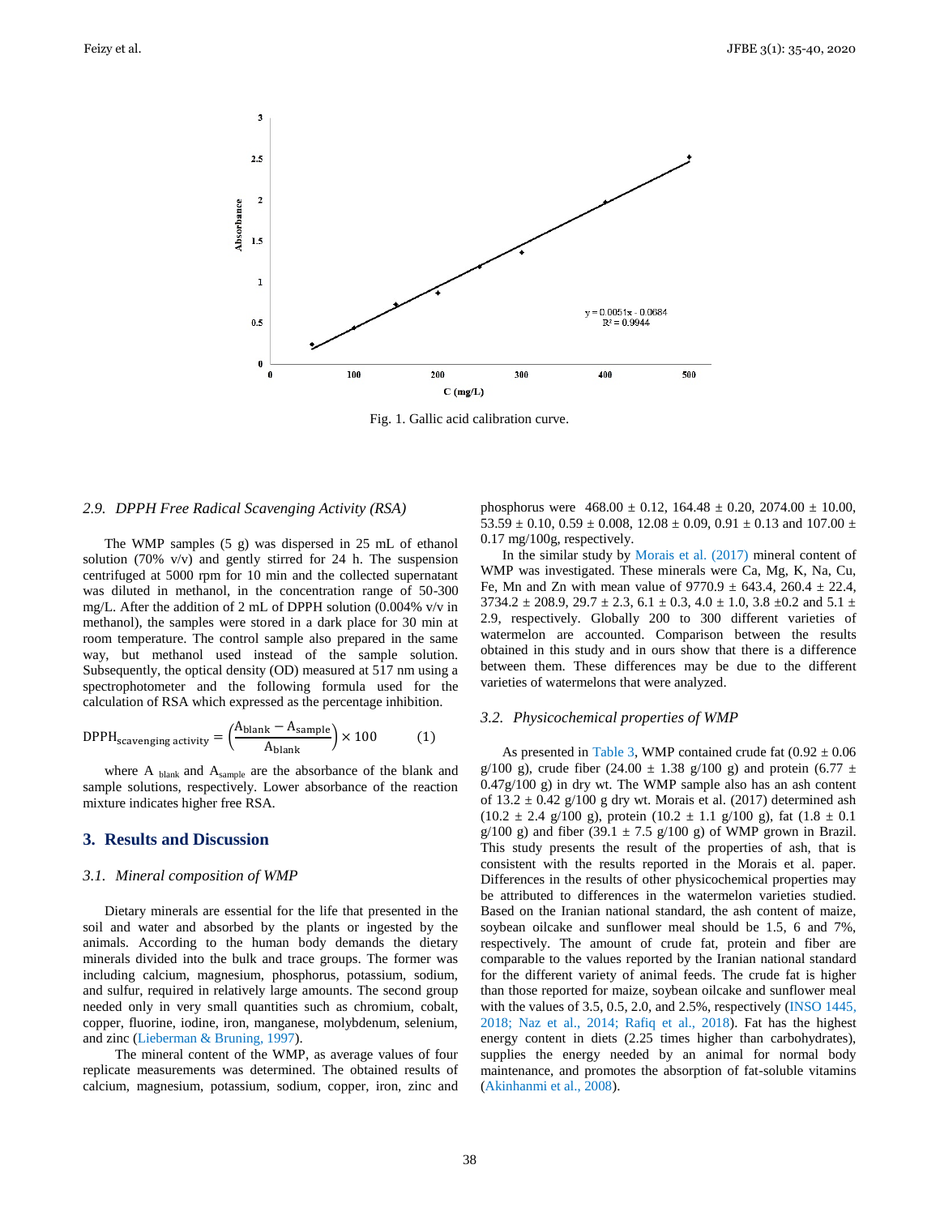Fig. 1. Gallic acid calibration curve.

### 2.9. DPPH Free Radical Scavenging Activity (RSA)

The WMP samples (5 g) was dispersed in 25 mL of ethanol solution (70% v/v) and gently stirred for 24 h. The suspension centrifuged at 5000 rpm for 10 min and the collected supernatant was diluted in methanol, in the concentration range of 50-300 mg/L. After the addition of 2 mL of DPPH solution (0.004% v/v in methanol), the samples were stored in a dark place for 30 min at room temperature. The control sample also prepared in the same way, but methanol used instead of the sample solution. Subsequently, the optical density (OD) measured at 517 nm using a spectrophotometer and the following formula used for the calculation of RSA which expressed as the percentage inhibition.

$$\text{DPPH}_{\text{scavenging activity}} = \left(\frac{A_{\text{blank}} - A_{\text{sample}}}{A_{\text{blank}}}\right) \times 100 \qquad (1)$$

where $A_{blank}$ and $A_{sample}$ are the absorbance of the blank and sample solutions, respectively. Lower absorbance of the reaction mixture indicates higher free RSA.

## 3. Results and Discussion

### 3.1. Mineral composition of WMP

Dietary minerals are essential for the life that presented in the soil and water and absorbed by the plants or ingested by the animals. According to the human body demands the dietary minerals divided into the bulk and trace groups. The former was including calcium, magnesium, phosphorus, potassium, sodium, and sulfur, required in relatively large amounts. The second group needed only in very small quantities such as chromium, cobalt, copper, fluorine, iodine, iron, manganese, molybdenum, selenium, and zinc (Lieberman & Bruning, 1997).

The mineral content of the WMP, as average values of four replicate measurements was determined. The obtained results of calcium, magnesium, potassium, sodium, copper, iron, zinc and phosphorus were 468.00 ± 0.12, 164.48 ± 0.20, 2074.00 ± 10.00, 53.59 ± 0.10, 0.59 ± 0.008, 12.08 ± 0.09, 0.91 ± 0.13 and 107.00 ± 0.17 mg/100g, respectively.

In the similar study by Morais et al. (2017) mineral content of WMP was investigated. These minerals were Ca, Mg, K, Na, Cu, Fe, Mn and Zn with mean value of 9770.9 ± 643.4, 260.4 ± 22.4, 3734.2 ± 208.9, 29.7 ± 2.3, 6.1 ± 0.3, 4.0 ± 1.0, 3.8 ±0.2 and 5.1 ± 2.9, respectively. Globally 200 to 300 different varieties of watermelon are accounted. Comparison between the results obtained in this study and in ours show that there is a difference between them. These differences may be due to the different varieties of watermelons that were analyzed.

### 3.2. Physicochemical properties of WMP

As presented in Table 3, WMP contained crude fat (0.92 ± 0.06 g/100 g), crude fiber (24.00 ± 1.38 g/100 g) and protein (6.77 ± 0.47g/100 g) in dry wt. The WMP sample also has an ash content of 13.2 ± 0.42 g/100 g dry wt. Morais et al. (2017) determined ash (10.2 ± 2.4 g/100 g), protein (10.2 ± 1.1 g/100 g), fat (1.8 ± 0.1 g/100 g) and fiber (39.1 ± 7.5 g/100 g) of WMP grown in Brazil. This study presents the result of the properties of ash, that is consistent with the results reported in the Morais et al. paper. Differences in the results of other physicochemical properties may be attributed to differences in the watermelon varieties studied. Based on the Iranian national standard, the ash content of maize, soybean oilcake and sunflower meal should be 1.5, 6 and 7%, respectively. The amount of crude fat, protein and fiber are comparable to the values reported by the Iranian national standard for the different variety of animal feeds. The crude fat is higher than those reported for maize, soybean oilcake and sunflower meal with the values of 3.5, 0.5, 2.0, and 2.5%, respectively (INSO 1445, 2018; Naz et al., 2014; Rafiq et al., 2018). Fat has the highest energy content in diets (2.25 times higher than carbohydrates), supplies the energy needed by an animal for normal body maintenance, and promotes the absorption of fat-soluble vitamins (Akinhanmi et al., 2008).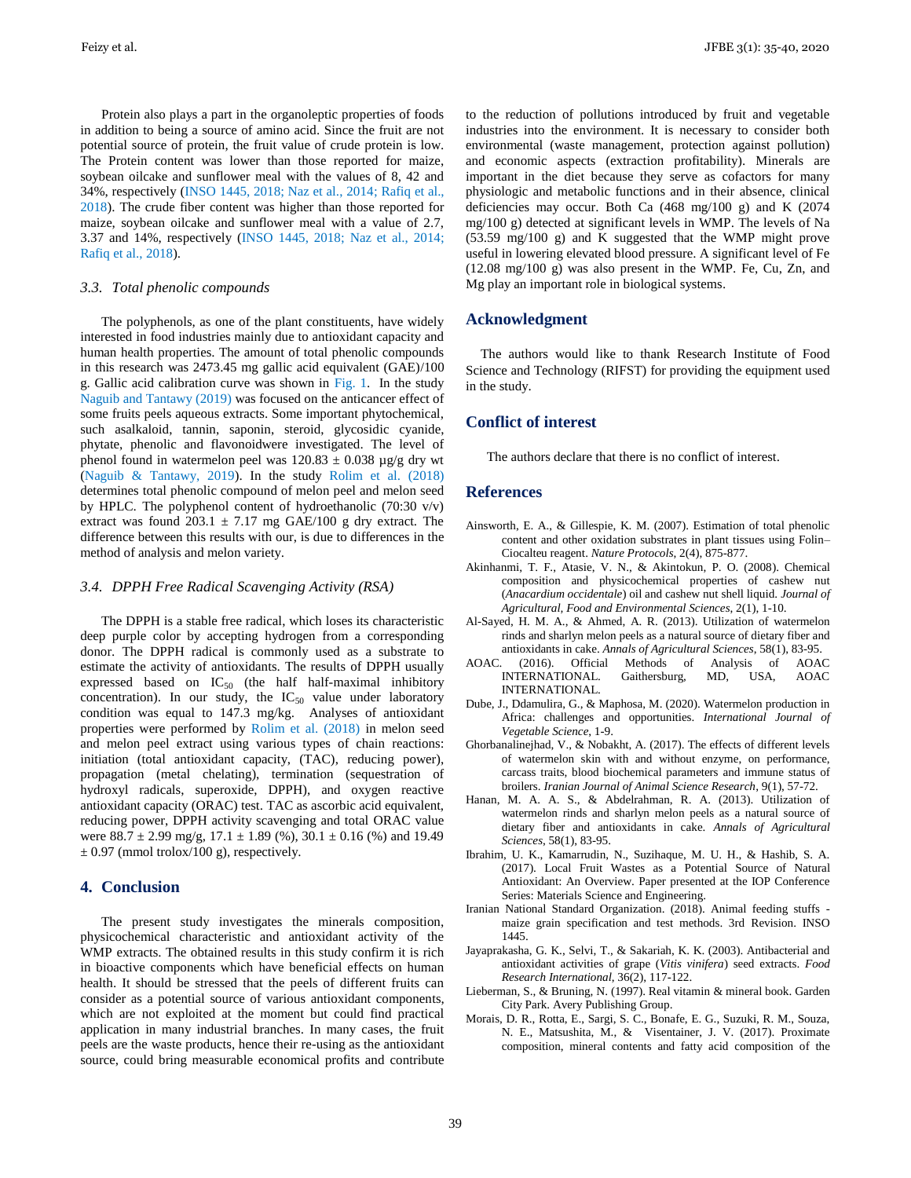Protein also plays a part in the organoleptic properties of foods in addition to being a source of amino acid. Since the fruit are not potential source of protein, the fruit value of crude protein is low. The Protein content was lower than those reported for maize, soybean oilcake and sunflower meal with the values of 8, 42 and 34%, respectively (INSO 1445, 2018; Naz et al., 2014; Rafiq et al., 2018). The crude fiber content was higher than those reported for maize, soybean oilcake and sunflower meal with a value of 2.7, 3.37 and 14%, respectively (INSO 1445, 2018; Naz et al., 2014; Rafiq et al., 2018).

### *3.3. Total phenolic compounds*

The polyphenols, as one of the plant constituents, have widely interested in food industries mainly due to antioxidant capacity and human health properties. The amount of total phenolic compounds in this research was 2473.45 mg gallic acid equivalent (GAE)/100 g. Gallic acid calibration curve was shown in Fig. 1. In the study Naguib and Tantawy (2019) was focused on the anticancer effect of some fruits peels aqueous extracts. Some important phytochemical, such asalkaloid, tannin, saponin, steroid, glycosidic cyanide, phytate, phenolic and flavonoidwere investigated. The level of phenol found in watermelon peel was 120.83 ± 0.038 µg/g dry wt (Naguib & Tantawy, 2019). In the study Rolim et al. (2018) determines total phenolic compound of melon peel and melon seed by HPLC. The polyphenol content of hydroethanolic (70:30 v/v) extract was found 203.1 ± 7.17 mg GAE/100 g dry extract. The difference between this results with our, is due to differences in the method of analysis and melon variety.

### *3.4. DPPH Free Radical Scavenging Activity (RSA)*

The DPPH is a stable free radical, which loses its characteristic deep purple color by accepting hydrogen from a corresponding donor. The DPPH radical is commonly used as a substrate to estimate the activity of antioxidants. The results of DPPH usually expressed based on $IC_{50}$ (the half half-maximal inhibitory concentration). In our study, the $IC_{50}$ value under laboratory condition was equal to 147.3 mg/kg. Analyses of antioxidant properties were performed by Rolim et al. (2018) in melon seed and melon peel extract using various types of chain reactions: initiation (total antioxidant capacity, (TAC), reducing power), propagation (metal chelating), termination (sequestration of hydroxyl radicals, superoxide, DPPH), and oxygen reactive antioxidant capacity (ORAC) test. TAC as ascorbic acid equivalent, reducing power, DPPH activity scavenging and total ORAC value were 88.7 ± 2.99 mg/g, 17.1 ± 1.89 (%), 30.1 ± 0.16 (%) and 19.49 ± 0.97 (mmol trolox/100 g), respectively.

## 4. Conclusion

The present study investigates the minerals composition, physicochemical characteristic and antioxidant activity of the WMP extracts. The obtained results in this study confirm it is rich in bioactive components which have beneficial effects on human health. It should be stressed that the peels of different fruits can consider as a potential source of various antioxidant components, which are not exploited at the moment but could find practical application in many industrial branches. In many cases, the fruit peels are the waste products, hence their re-using as the antioxidant source, could bring measurable economical profits and contribute to the reduction of pollutions introduced by fruit and vegetable industries into the environment. It is necessary to consider both environmental (waste management, protection against pollution) and economic aspects (extraction profitability). Minerals are important in the diet because they serve as cofactors for many physiologic and metabolic functions and in their absence, clinical deficiencies may occur. Both Ca (468 mg/100 g) and K (2074 mg/100 g) detected at significant levels in WMP. The levels of Na (53.59 mg/100 g) and K suggested that the WMP might prove useful in lowering elevated blood pressure. A significant level of Fe (12.08 mg/100 g) was also present in the WMP. Fe, Cu, Zn, and Mg play an important role in biological systems.

## Acknowledgment

The authors would like to thank Research Institute of Food Science and Technology (RIFST) for providing the equipment used in the study.

## Conflict of interest

The authors declare that there is no conflict of interest.

## References

Ainsworth, E. A., & Gillespie, K. M. (2007). Estimation of total phenolic content and other oxidation substrates in plant tissues using Folin–Ciocalteu reagent. *Nature Protocols*, 2(4), 875-877.

Akinhanmi, T. F., Atasie, V. N., & Akintokun, P. O. (2008). Chemical composition and physicochemical properties of cashew nut (*Anacardium occidentale*) oil and cashew nut shell liquid. *Journal of Agricultural, Food and Environmental Sciences*, 2(1), 1-10.

Al-Sayed, H. M. A., & Ahmed, A. R. (2013). Utilization of watermelon rinds and sharlyn melon peels as a natural source of dietary fiber and antioxidants in cake. *Annals of Agricultural Sciences*, 58(1), 83-95.

AOAC. (2016). Official Methods of Analysis of AOAC INTERNATIONAL. Gaithersburg, MD, USA, AOAC INTERNATIONAL.

Dube, J., Ddamulira, G., & Maphosa, M. (2020). Watermelon production in Africa: challenges and opportunities. *International Journal of Vegetable Science*, 1-9.

Ghorbanalinejhad, V., & Nobakht, A. (2017). The effects of different levels of watermelon skin with and without enzyme, on performance, carcass traits, blood biochemical parameters and immune status of broilers. *Iranian Journal of Animal Science Research*, 9(1), 57-72.

Hanan, M. A. A. S., & Abdelrahman, R. A. (2013). Utilization of watermelon rinds and sharlyn melon peels as a natural source of dietary fiber and antioxidants in cake. *Annals of Agricultural Sciences*, 58(1), 83-95.

Ibrahim, U. K., Kamarrudin, N., Suzihaque, M. U. H., & Hashib, S. A. (2017). Local Fruit Wastes as a Potential Source of Natural Antioxidant: An Overview. Paper presented at the IOP Conference Series: Materials Science and Engineering.

Iranian National Standard Organization. (2018). Animal feeding stuffs - maize grain specification and test methods. 3rd Revision. INSO 1445.

Jayaprakasha, G. K., Selvi, T., & Sakariah, K. K. (2003). Antibacterial and antioxidant activities of grape (*Vitis vinifera*) seed extracts. *Food Research International*, 36(2), 117-122.

Lieberman, S., & Bruning, N. (1997). Real vitamin & mineral book. Garden City Park. Avery Publishing Group.

Morais, D. R., Rotta, E., Sargi, S. C., Bonafe, E. G., Suzuki, R. M., Souza, N. E., Matsushita, M., & Visentainer, J. V. (2017). Proximate composition, mineral contents and fatty acid composition of the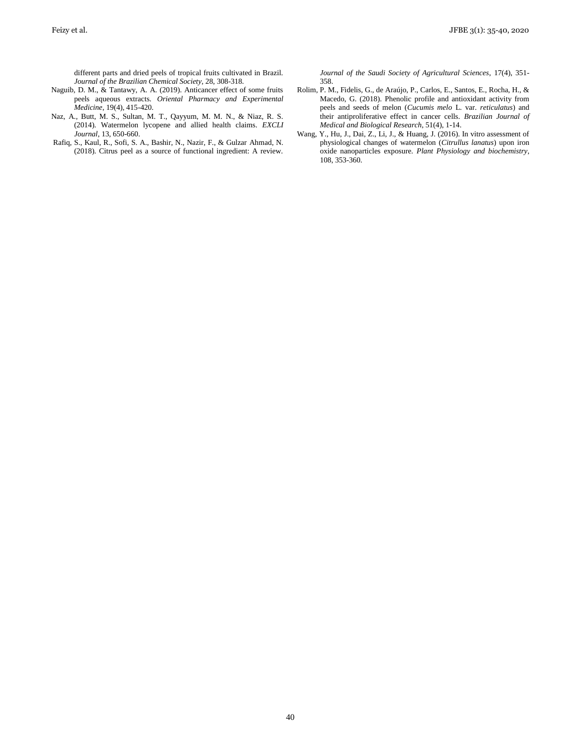different parts and dried peels of tropical fruits cultivated in Brazil. *Journal of the Brazilian Chemical Society*, 28, 308-318.

Naguib, D. M., & Tantawy, A. A. (2019). Anticancer effect of some fruits peels aqueous extracts. *Oriental Pharmacy and Experimental Medicine*, 19(4), 415-420.

Naz, A., Butt, M. S., Sultan, M. T., Qayyum, M. M. N., & Niaz, R. S. (2014). Watermelon lycopene and allied health claims. *EXCLI Journal*, 13, 650-660.

Rafiq, S., Kaul, R., Sofi, S. A., Bashir, N., Nazir, F., & Gulzar Ahmad, N. (2018). Citrus peel as a source of functional ingredient: A review. *Journal of the Saudi Society of Agricultural Sciences*, 17(4), 351-358.

Rolim, P. M., Fidelis, G., de Araújo, P., Carlos, E., Santos, E., Rocha, H., & Macedo, G. (2018). Phenolic profile and antioxidant activity from peels and seeds of melon (*Cucumis melo* L. var. *reticulatus*) and their antiproliferative effect in cancer cells. *Brazilian Journal of Medical and Biological Research*, 51(4), 1-14.

Wang, Y., Hu, J., Dai, Z., Li, J., & Huang, J. (2016). In vitro assessment of physiological changes of watermelon (*Citrullus lanatus*) upon iron oxide nanoparticles exposure. *Plant Physiology and biochemistry*, 108, 353-360.